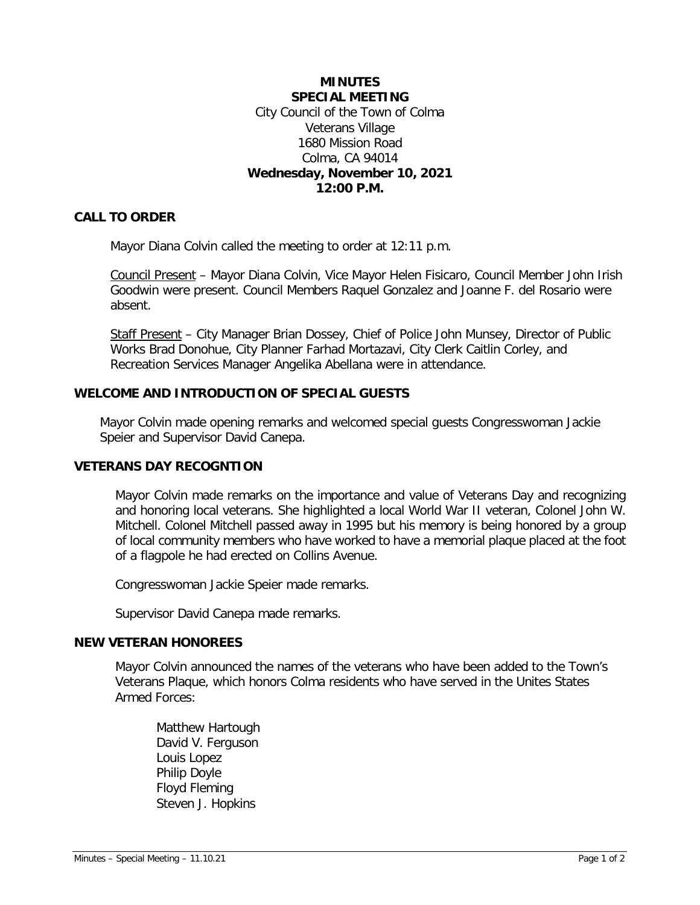# MINUTES
## SPECIAL MEETING

City Council of the Town of Colma
Veterans Village
1680 Mission Road
Colma, CA 94014
**Wednesday, November 10, 2021**
**12:00 P.M.**

## CALL TO ORDER

Mayor Diana Colvin called the meeting to order at 12:11 p.m.

Council Present – Mayor Diana Colvin, Vice Mayor Helen Fisicaro, Council Member John Irish Goodwin were present. Council Members Raquel Gonzalez and Joanne F. del Rosario were absent.

Staff Present – City Manager Brian Dossey, Chief of Police John Munsey, Director of Public Works Brad Donohue, City Planner Farhad Mortazavi, City Clerk Caitlin Corley, and Recreation Services Manager Angelika Abellana were in attendance.

## WELCOME AND INTRODUCTION OF SPECIAL GUESTS

Mayor Colvin made opening remarks and welcomed special guests Congresswoman Jackie Speier and Supervisor David Canepa.

## VETERANS DAY RECOGNTION

Mayor Colvin made remarks on the importance and value of Veterans Day and recognizing and honoring local veterans. She highlighted a local World War II veteran, Colonel John W. Mitchell. Colonel Mitchell passed away in 1995 but his memory is being honored by a group of local community members who have worked to have a memorial plaque placed at the foot of a flagpole he had erected on Collins Avenue.

Congresswoman Jackie Speier made remarks.

Supervisor David Canepa made remarks.

## NEW VETERAN HONOREES

Mayor Colvin announced the names of the veterans who have been added to the Town's Veterans Plaque, which honors Colma residents who have served in the Unites States Armed Forces:

Matthew Hartough
David V. Ferguson
Louis Lopez
Philip Doyle
Floyd Fleming
Steven J. Hopkins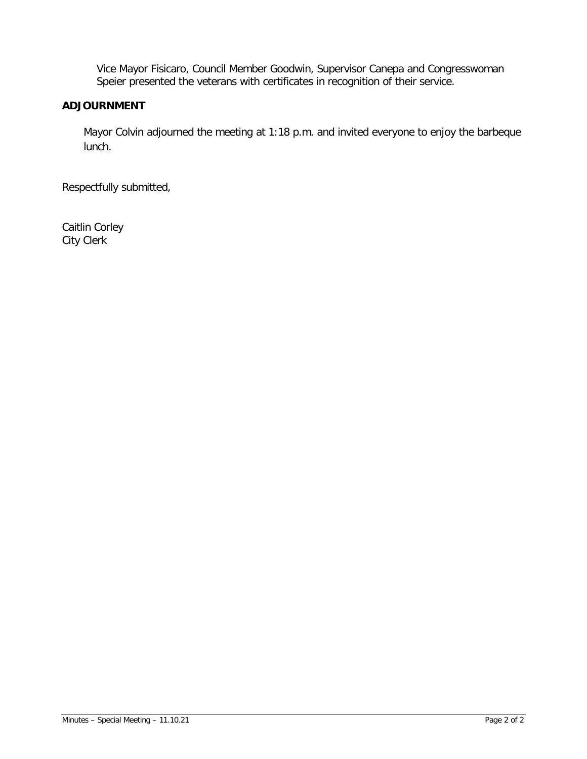Vice Mayor Fisicaro, Council Member Goodwin, Supervisor Canepa and Congresswoman Speier presented the veterans with certificates in recognition of their service.

**ADJOURNMENT**

Mayor Colvin adjourned the meeting at 1:18 p.m. and invited everyone to enjoy the barbeque lunch.

Respectfully submitted,

Caitlin Corley
City Clerk